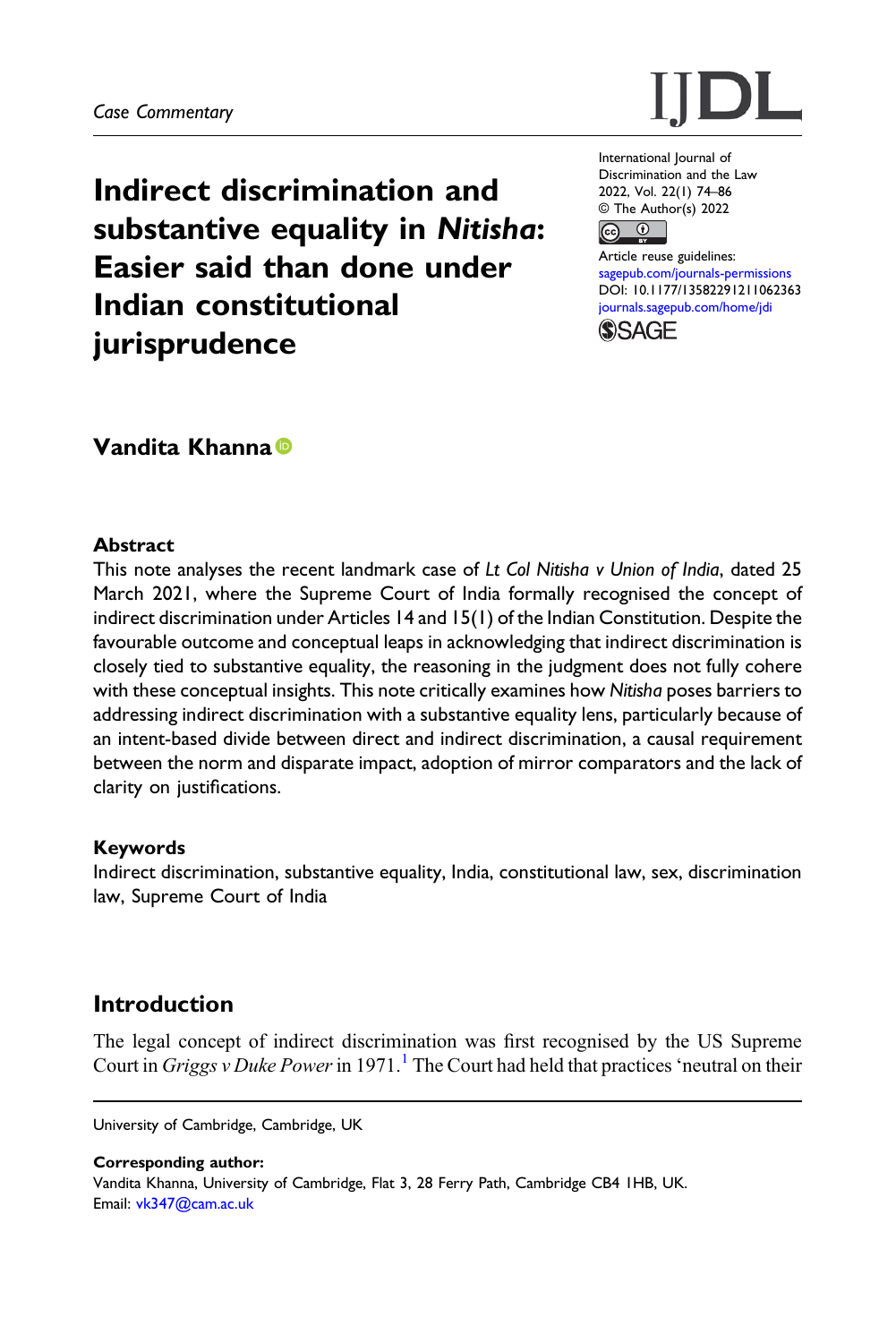Case Commentary

# Indirect discrimination and substantive equality in *Nitisha*: Easier said than done under Indian constitutional jurisprudence

International Journal of Discrimination and the Law
2022, Vol. 22(1) 74–86
© The Author(s) 2022
Article reuse guidelines: sagepub.com/journals-permissions
DOI: 10.1177/13582291211062363
journals.sagepub.com/home/jdi

**Vandita Khanna**

University of Cambridge, Cambridge, UK

**Corresponding author:**
Vandita Khanna, University of Cambridge, Flat 3, 28 Ferry Path, Cambridge CB4 1HB, UK.
Email: vk347@cam.ac.uk

## Abstract

This note analyses the recent landmark case of *Lt Col Nitisha v Union of India*, dated 25 March 2021, where the Supreme Court of India formally recognised the concept of indirect discrimination under Articles 14 and 15(1) of the Indian Constitution. Despite the favourable outcome and conceptual leaps in acknowledging that indirect discrimination is closely tied to substantive equality, the reasoning in the judgment does not fully cohere with these conceptual insights. This note critically examines how *Nitisha* poses barriers to addressing indirect discrimination with a substantive equality lens, particularly because of an intent-based divide between direct and indirect discrimination, a causal requirement between the norm and disparate impact, adoption of mirror comparators and the lack of clarity on justifications.

## Keywords

Indirect discrimination, substantive equality, India, constitutional law, sex, discrimination law, Supreme Court of India

## Introduction

The legal concept of indirect discrimination was first recognised by the US Supreme Court in *Griggs v Duke Power* in 1971.[1] The Court had held that practices 'neutral on their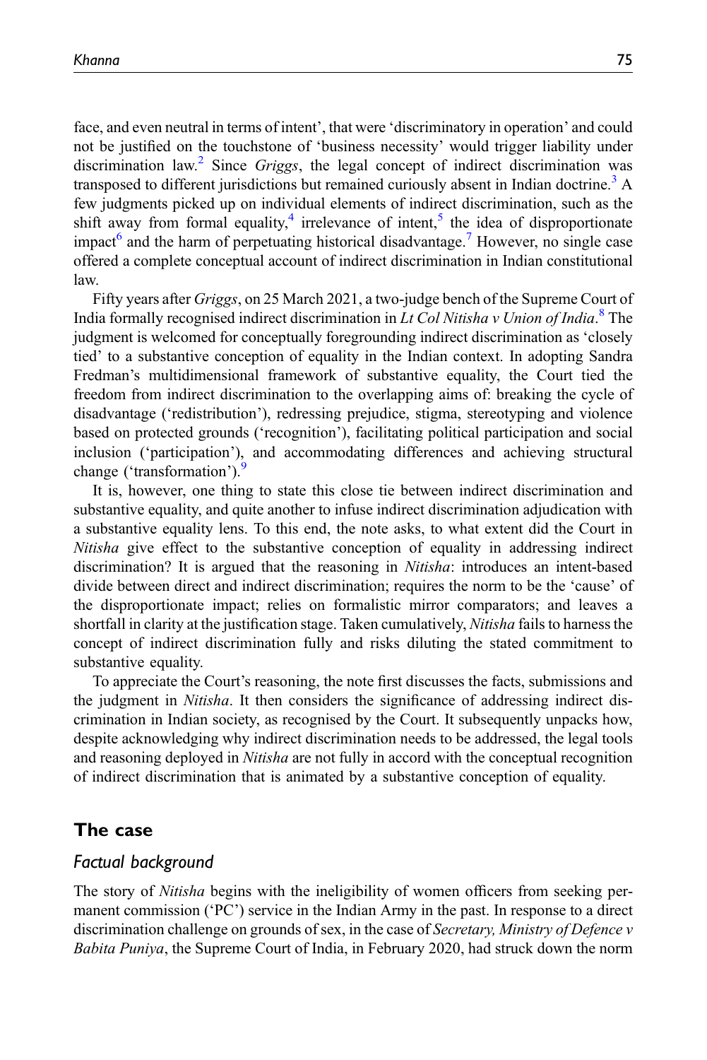face, and even neutral in terms of intent', that were 'discriminatory in operation' and could not be justified on the touchstone of 'business necessity' would trigger liability under discrimination law.[2] Since *Griggs*, the legal concept of indirect discrimination was transposed to different jurisdictions but remained curiously absent in Indian doctrine.[3] A few judgments picked up on individual elements of indirect discrimination, such as the shift away from formal equality,[4] irrelevance of intent,[5] the idea of disproportionate impact[6] and the harm of perpetuating historical disadvantage.[7] However, no single case offered a complete conceptual account of indirect discrimination in Indian constitutional law.

Fifty years after *Griggs*, on 25 March 2021, a two-judge bench of the Supreme Court of India formally recognised indirect discrimination in *Lt Col Nitisha v Union of India*.[8] The judgment is welcomed for conceptually foregrounding indirect discrimination as 'closely tied' to a substantive conception of equality in the Indian context. In adopting Sandra Fredman's multidimensional framework of substantive equality, the Court tied the freedom from indirect discrimination to the overlapping aims of: breaking the cycle of disadvantage ('redistribution'), redressing prejudice, stigma, stereotyping and violence based on protected grounds ('recognition'), facilitating political participation and social inclusion ('participation'), and accommodating differences and achieving structural change ('transformation').[9]

It is, however, one thing to state this close tie between indirect discrimination and substantive equality, and quite another to infuse indirect discrimination adjudication with a substantive equality lens. To this end, the note asks, to what extent did the Court in *Nitisha* give effect to the substantive conception of equality in addressing indirect discrimination? It is argued that the reasoning in *Nitisha*: introduces an intent-based divide between direct and indirect discrimination; requires the norm to be the 'cause' of the disproportionate impact; relies on formalistic mirror comparators; and leaves a shortfall in clarity at the justification stage. Taken cumulatively, *Nitisha* fails to harness the concept of indirect discrimination fully and risks diluting the stated commitment to substantive equality.

To appreciate the Court's reasoning, the note first discusses the facts, submissions and the judgment in *Nitisha*. It then considers the significance of addressing indirect discrimination in Indian society, as recognised by the Court. It subsequently unpacks how, despite acknowledging why indirect discrimination needs to be addressed, the legal tools and reasoning deployed in *Nitisha* are not fully in accord with the conceptual recognition of indirect discrimination that is animated by a substantive conception of equality.

## The case

### Factual background

The story of *Nitisha* begins with the ineligibility of women officers from seeking permanent commission ('PC') service in the Indian Army in the past. In response to a direct discrimination challenge on grounds of sex, in the case of *Secretary, Ministry of Defence v Babita Puniya*, the Supreme Court of India, in February 2020, had struck down the norm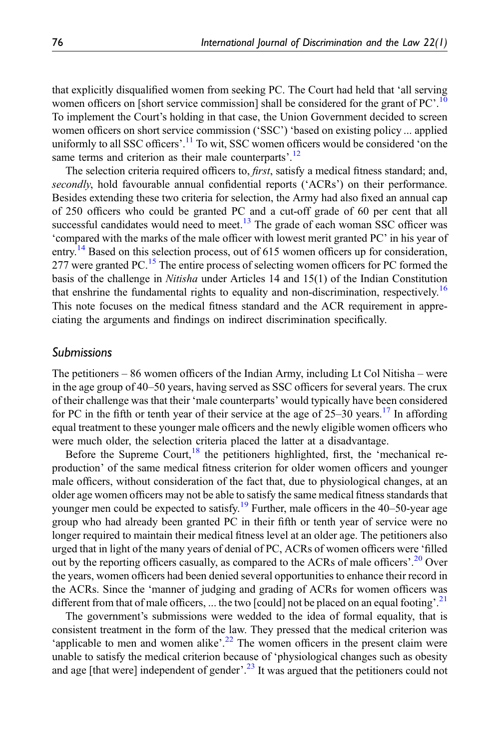that explicitly disqualified women from seeking PC. The Court had held that 'all serving women officers on [short service commission] shall be considered for the grant of PC'.[10] To implement the Court's holding in that case, the Union Government decided to screen women officers on short service commission ('SSC') 'based on existing policy ... applied uniformly to all SSC officers'.[11] To wit, SSC women officers would be considered 'on the same terms and criterion as their male counterparts'.[12]

The selection criteria required officers to, *first*, satisfy a medical fitness standard; and, *secondly*, hold favourable annual confidential reports ('ACRs') on their performance. Besides extending these two criteria for selection, the Army had also fixed an annual cap of 250 officers who could be granted PC and a cut-off grade of 60 per cent that all successful candidates would need to meet.[13] The grade of each woman SSC officer was 'compared with the marks of the male officer with lowest merit granted PC' in his year of entry.[14] Based on this selection process, out of 615 women officers up for consideration, 277 were granted PC.[15] The entire process of selecting women officers for PC formed the basis of the challenge in *Nitisha* under Articles 14 and 15(1) of the Indian Constitution that enshrine the fundamental rights to equality and non-discrimination, respectively.[16] This note focuses on the medical fitness standard and the ACR requirement in appreciating the arguments and findings on indirect discrimination specifically.

## *Submissions*

The petitioners – 86 women officers of the Indian Army, including Lt Col Nitisha – were in the age group of 40–50 years, having served as SSC officers for several years. The crux of their challenge was that their 'male counterparts' would typically have been considered for PC in the fifth or tenth year of their service at the age of 25–30 years.[17] In affording equal treatment to these younger male officers and the newly eligible women officers who were much older, the selection criteria placed the latter at a disadvantage.

Before the Supreme Court,[18] the petitioners highlighted, first, the 'mechanical reproduction' of the same medical fitness criterion for older women officers and younger male officers, without consideration of the fact that, due to physiological changes, at an older age women officers may not be able to satisfy the same medical fitness standards that younger men could be expected to satisfy.[19] Further, male officers in the 40–50-year age group who had already been granted PC in their fifth or tenth year of service were no longer required to maintain their medical fitness level at an older age. The petitioners also urged that in light of the many years of denial of PC, ACRs of women officers were 'filled out by the reporting officers casually, as compared to the ACRs of male officers'.[20] Over the years, women officers had been denied several opportunities to enhance their record in the ACRs. Since the 'manner of judging and grading of ACRs for women officers was different from that of male officers, ... the two [could] not be placed on an equal footing'.[21]

The government's submissions were wedded to the idea of formal equality, that is consistent treatment in the form of the law. They pressed that the medical criterion was 'applicable to men and women alike'.[22] The women officers in the present claim were unable to satisfy the medical criterion because of 'physiological changes such as obesity and age [that were] independent of gender'.[23] It was argued that the petitioners could not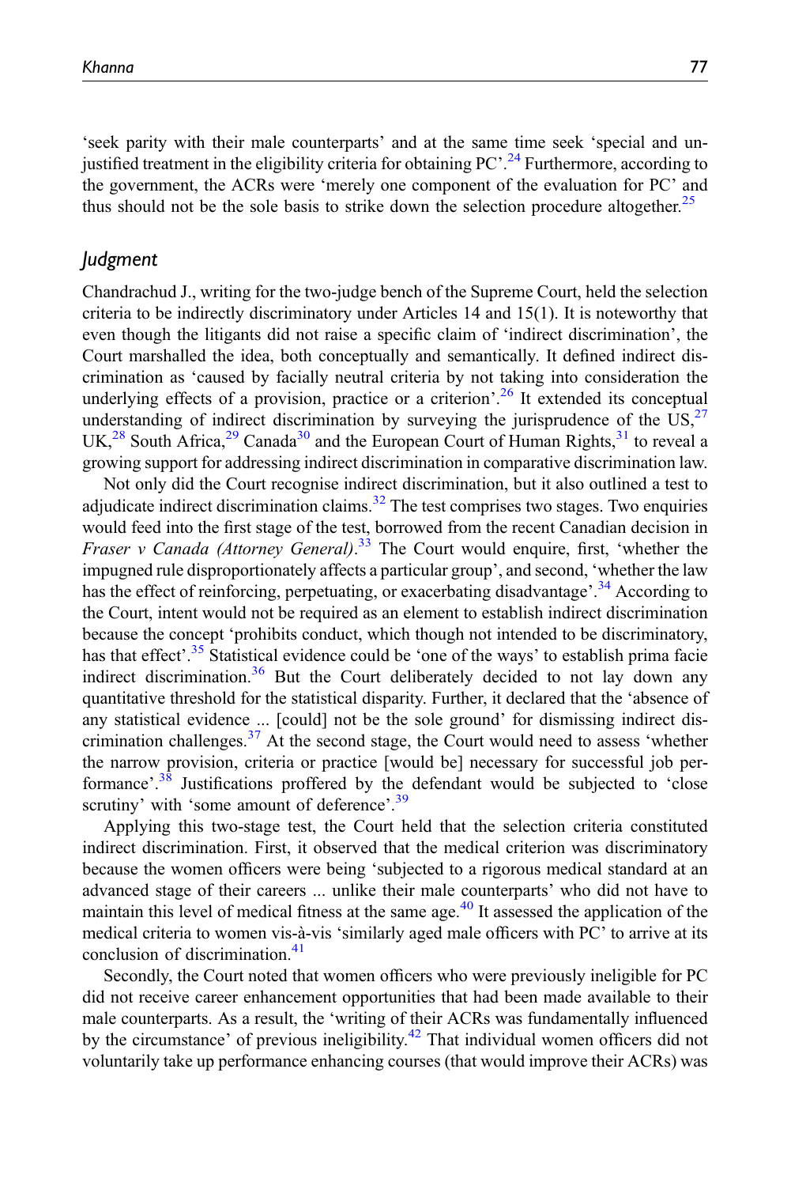'seek parity with their male counterparts' and at the same time seek 'special and unjustified treatment in the eligibility criteria for obtaining PC'.[24] Furthermore, according to the government, the ACRs were 'merely one component of the evaluation for PC' and thus should not be the sole basis to strike down the selection procedure altogether.[25]

## *Judgment*

Chandrachud J., writing for the two-judge bench of the Supreme Court, held the selection criteria to be indirectly discriminatory under Articles 14 and 15(1). It is noteworthy that even though the litigants did not raise a specific claim of 'indirect discrimination', the Court marshalled the idea, both conceptually and semantically. It defined indirect discrimination as 'caused by facially neutral criteria by not taking into consideration the underlying effects of a provision, practice or a criterion'.[26] It extended its conceptual understanding of indirect discrimination by surveying the jurisprudence of the US,[27] UK,[28] South Africa,[29] Canada[30] and the European Court of Human Rights,[31] to reveal a growing support for addressing indirect discrimination in comparative discrimination law.

Not only did the Court recognise indirect discrimination, but it also outlined a test to adjudicate indirect discrimination claims.[32] The test comprises two stages. Two enquiries would feed into the first stage of the test, borrowed from the recent Canadian decision in *Fraser v Canada (Attorney General)*.[33] The Court would enquire, first, 'whether the impugned rule disproportionately affects a particular group', and second, 'whether the law has the effect of reinforcing, perpetuating, or exacerbating disadvantage'.[34] According to the Court, intent would not be required as an element to establish indirect discrimination because the concept 'prohibits conduct, which though not intended to be discriminatory, has that effect'.[35] Statistical evidence could be 'one of the ways' to establish prima facie indirect discrimination.[36] But the Court deliberately decided to not lay down any quantitative threshold for the statistical disparity. Further, it declared that the 'absence of any statistical evidence ... [could] not be the sole ground' for dismissing indirect discrimination challenges.[37] At the second stage, the Court would need to assess 'whether the narrow provision, criteria or practice [would be] necessary for successful job performance'.[38] Justifications proffered by the defendant would be subjected to 'close scrutiny' with 'some amount of deference'.[39]

Applying this two-stage test, the Court held that the selection criteria constituted indirect discrimination. First, it observed that the medical criterion was discriminatory because the women officers were being 'subjected to a rigorous medical standard at an advanced stage of their careers ... unlike their male counterparts' who did not have to maintain this level of medical fitness at the same age.[40] It assessed the application of the medical criteria to women vis-à-vis 'similarly aged male officers with PC' to arrive at its conclusion of discrimination.[41]

Secondly, the Court noted that women officers who were previously ineligible for PC did not receive career enhancement opportunities that had been made available to their male counterparts. As a result, the 'writing of their ACRs was fundamentally influenced by the circumstance' of previous ineligibility.[42] That individual women officers did not voluntarily take up performance enhancing courses (that would improve their ACRs) was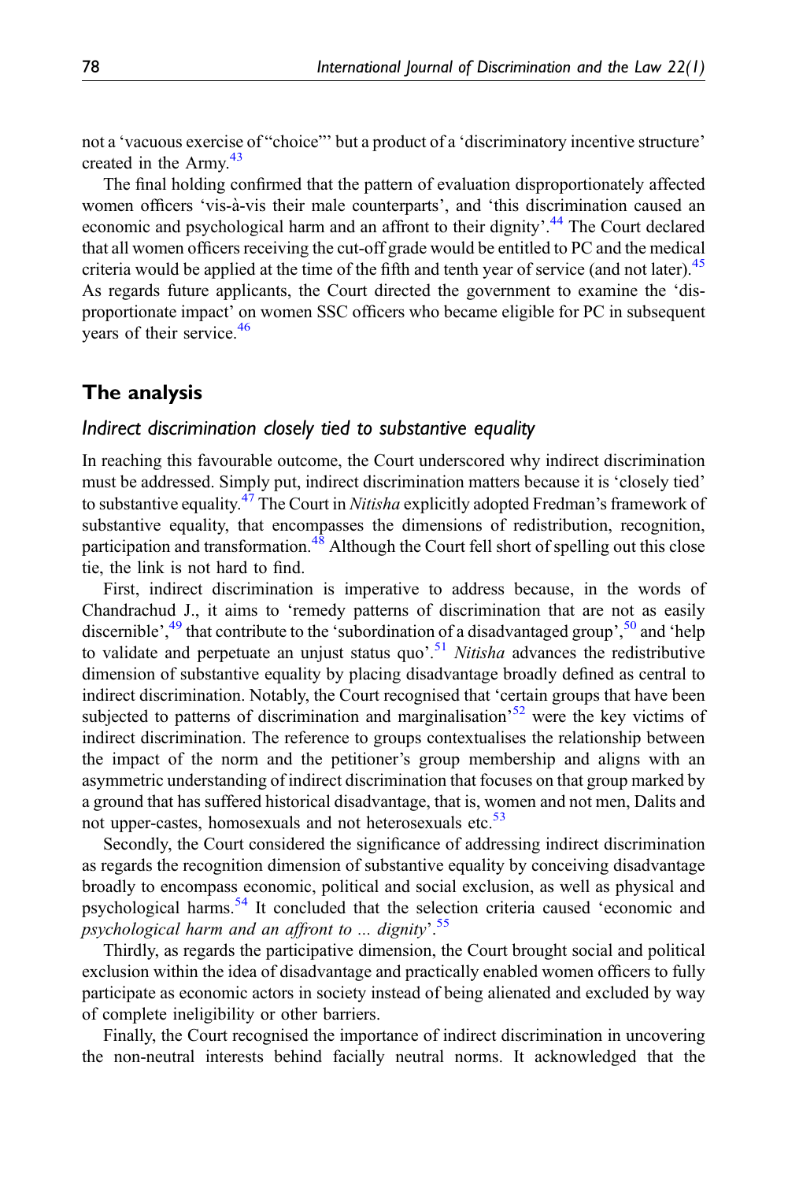not a 'vacuous exercise of "choice"' but a product of a 'discriminatory incentive structure' created in the Army.[43]

The final holding confirmed that the pattern of evaluation disproportionately affected women officers 'vis-à-vis their male counterparts', and 'this discrimination caused an economic and psychological harm and an affront to their dignity'.[44] The Court declared that all women officers receiving the cut-off grade would be entitled to PC and the medical criteria would be applied at the time of the fifth and tenth year of service (and not later).[45] As regards future applicants, the Court directed the government to examine the 'disproportionate impact' on women SSC officers who became eligible for PC in subsequent years of their service.[46]

## The analysis

### *Indirect discrimination closely tied to substantive equality*

In reaching this favourable outcome, the Court underscored why indirect discrimination must be addressed. Simply put, indirect discrimination matters because it is 'closely tied' to substantive equality.[47] The Court in *Nitisha* explicitly adopted Fredman's framework of substantive equality, that encompasses the dimensions of redistribution, recognition, participation and transformation.[48] Although the Court fell short of spelling out this close tie, the link is not hard to find.

First, indirect discrimination is imperative to address because, in the words of Chandrachud J., it aims to 'remedy patterns of discrimination that are not as easily discernible',[49] that contribute to the 'subordination of a disadvantaged group',[50] and 'help to validate and perpetuate an unjust status quo'.[51] *Nitisha* advances the redistributive dimension of substantive equality by placing disadvantage broadly defined as central to indirect discrimination. Notably, the Court recognised that 'certain groups that have been subjected to patterns of discrimination and marginalisation'[52] were the key victims of indirect discrimination. The reference to groups contextualises the relationship between the impact of the norm and the petitioner's group membership and aligns with an asymmetric understanding of indirect discrimination that focuses on that group marked by a ground that has suffered historical disadvantage, that is, women and not men, Dalits and not upper-castes, homosexuals and not heterosexuals etc.[53]

Secondly, the Court considered the significance of addressing indirect discrimination as regards the recognition dimension of substantive equality by conceiving disadvantage broadly to encompass economic, political and social exclusion, as well as physical and psychological harms.[54] It concluded that the selection criteria caused 'economic and *psychological harm and an affront to ... dignity*'.[55]

Thirdly, as regards the participative dimension, the Court brought social and political exclusion within the idea of disadvantage and practically enabled women officers to fully participate as economic actors in society instead of being alienated and excluded by way of complete ineligibility or other barriers.

Finally, the Court recognised the importance of indirect discrimination in uncovering the non-neutral interests behind facially neutral norms. It acknowledged that the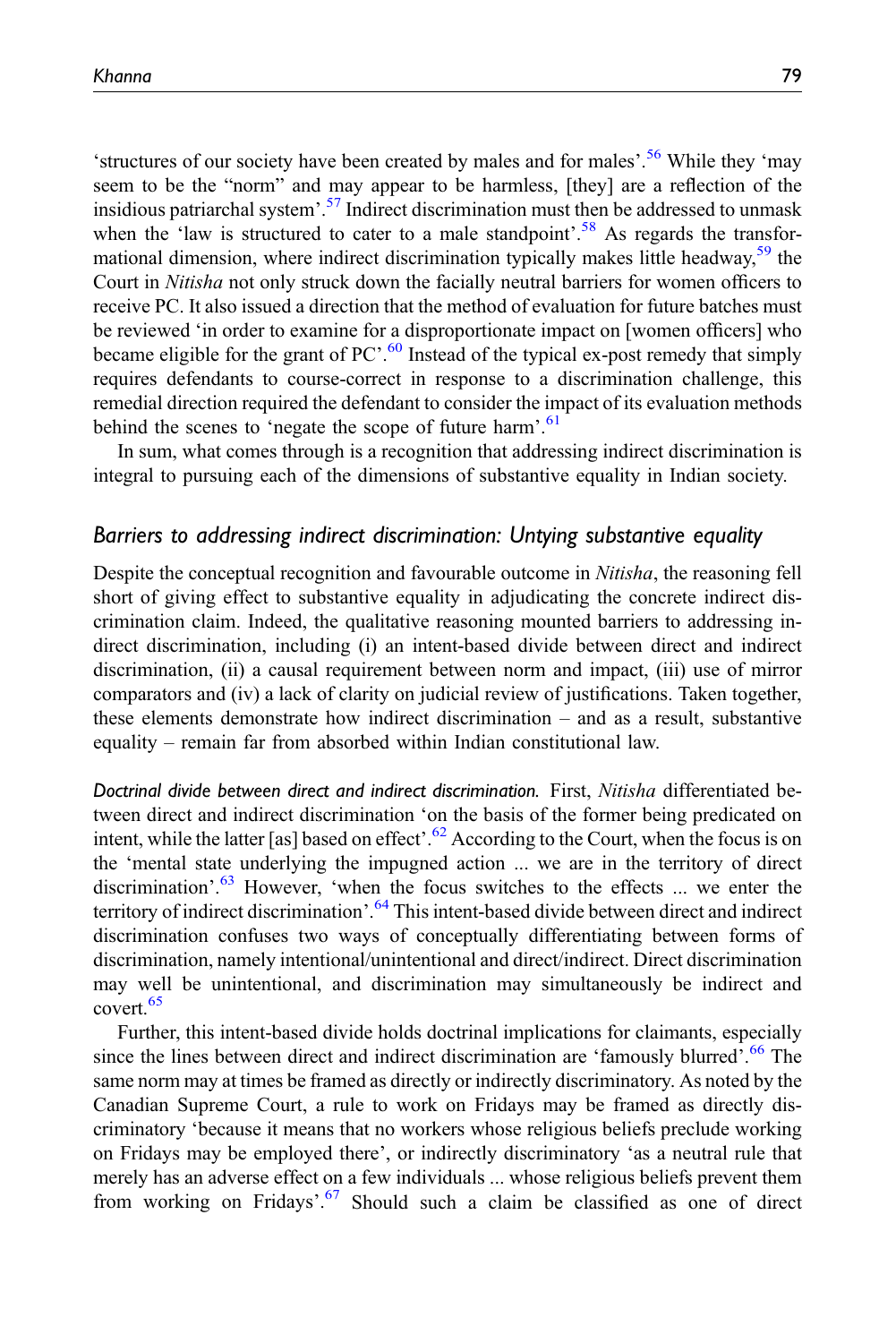'structures of our society have been created by males and for males'.[56] While they 'may seem to be the "norm" and may appear to be harmless, [they] are a reflection of the insidious patriarchal system'.[57] Indirect discrimination must then be addressed to unmask when the 'law is structured to cater to a male standpoint'.[58] As regards the transformational dimension, where indirect discrimination typically makes little headway,[59] the Court in *Nitisha* not only struck down the facially neutral barriers for women officers to receive PC. It also issued a direction that the method of evaluation for future batches must be reviewed 'in order to examine for a disproportionate impact on [women officers] who became eligible for the grant of PC'.[60] Instead of the typical ex-post remedy that simply requires defendants to course-correct in response to a discrimination challenge, this remedial direction required the defendant to consider the impact of its evaluation methods behind the scenes to 'negate the scope of future harm'.[61]

In sum, what comes through is a recognition that addressing indirect discrimination is integral to pursuing each of the dimensions of substantive equality in Indian society.

## *Barriers to addressing indirect discrimination: Untying substantive equality*

Despite the conceptual recognition and favourable outcome in *Nitisha*, the reasoning fell short of giving effect to substantive equality in adjudicating the concrete indirect discrimination claim. Indeed, the qualitative reasoning mounted barriers to addressing indirect discrimination, including (i) an intent-based divide between direct and indirect discrimination, (ii) a causal requirement between norm and impact, (iii) use of mirror comparators and (iv) a lack of clarity on judicial review of justifications. Taken together, these elements demonstrate how indirect discrimination – and as a result, substantive equality – remain far from absorbed within Indian constitutional law.

*Doctrinal divide between direct and indirect discrimination.* First, *Nitisha* differentiated between direct and indirect discrimination 'on the basis of the former being predicated on intent, while the latter [as] based on effect'.[62] According to the Court, when the focus is on the 'mental state underlying the impugned action ... we are in the territory of direct discrimination'.[63] However, 'when the focus switches to the effects ... we enter the territory of indirect discrimination'.[64] This intent-based divide between direct and indirect discrimination confuses two ways of conceptually differentiating between forms of discrimination, namely intentional/unintentional and direct/indirect. Direct discrimination may well be unintentional, and discrimination may simultaneously be indirect and covert.[65]

Further, this intent-based divide holds doctrinal implications for claimants, especially since the lines between direct and indirect discrimination are 'famously blurred'.[66] The same norm may at times be framed as directly or indirectly discriminatory. As noted by the Canadian Supreme Court, a rule to work on Fridays may be framed as directly discriminatory 'because it means that no workers whose religious beliefs preclude working on Fridays may be employed there', or indirectly discriminatory 'as a neutral rule that merely has an adverse effect on a few individuals ... whose religious beliefs prevent them from working on Fridays'.[67] Should such a claim be classified as one of direct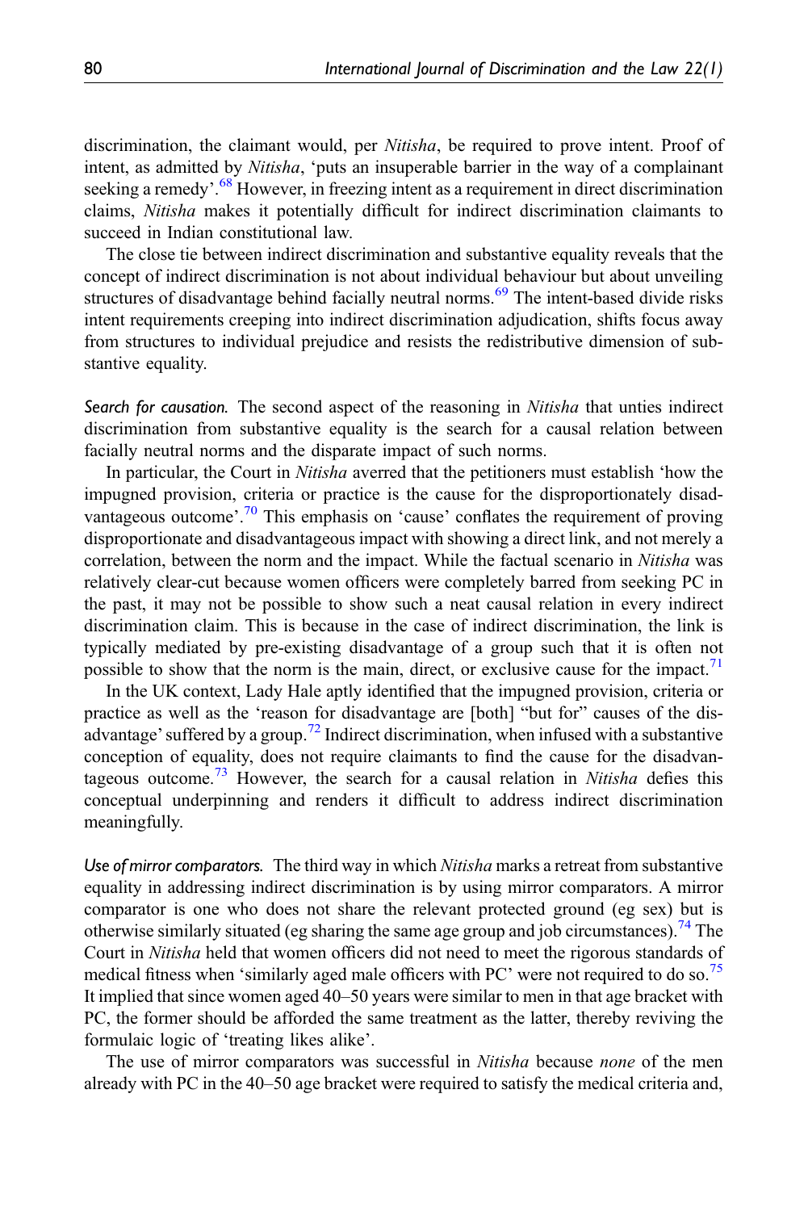discrimination, the claimant would, per *Nitisha*, be required to prove intent. Proof of intent, as admitted by *Nitisha*, 'puts an insuperable barrier in the way of a complainant seeking a remedy'.[68] However, in freezing intent as a requirement in direct discrimination claims, *Nitisha* makes it potentially difficult for indirect discrimination claimants to succeed in Indian constitutional law.

The close tie between indirect discrimination and substantive equality reveals that the concept of indirect discrimination is not about individual behaviour but about unveiling structures of disadvantage behind facially neutral norms.[69] The intent-based divide risks intent requirements creeping into indirect discrimination adjudication, shifts focus away from structures to individual prejudice and resists the redistributive dimension of substantive equality.

*Search for causation.* The second aspect of the reasoning in *Nitisha* that unties indirect discrimination from substantive equality is the search for a causal relation between facially neutral norms and the disparate impact of such norms.

In particular, the Court in *Nitisha* averred that the petitioners must establish 'how the impugned provision, criteria or practice is the cause for the disproportionately disadvantageous outcome'.[70] This emphasis on 'cause' conflates the requirement of proving disproportionate and disadvantageous impact with showing a direct link, and not merely a correlation, between the norm and the impact. While the factual scenario in *Nitisha* was relatively clear-cut because women officers were completely barred from seeking PC in the past, it may not be possible to show such a neat causal relation in every indirect discrimination claim. This is because in the case of indirect discrimination, the link is typically mediated by pre-existing disadvantage of a group such that it is often not possible to show that the norm is the main, direct, or exclusive cause for the impact.[71]

In the UK context, Lady Hale aptly identified that the impugned provision, criteria or practice as well as the 'reason for disadvantage are [both] "but for" causes of the disadvantage' suffered by a group.[72] Indirect discrimination, when infused with a substantive conception of equality, does not require claimants to find the cause for the disadvantageous outcome.[73] However, the search for a causal relation in *Nitisha* defies this conceptual underpinning and renders it difficult to address indirect discrimination meaningfully.

*Use of mirror comparators.* The third way in which *Nitisha* marks a retreat from substantive equality in addressing indirect discrimination is by using mirror comparators. A mirror comparator is one who does not share the relevant protected ground (eg sex) but is otherwise similarly situated (eg sharing the same age group and job circumstances).[74] The Court in *Nitisha* held that women officers did not need to meet the rigorous standards of medical fitness when 'similarly aged male officers with PC' were not required to do so.[75] It implied that since women aged 40–50 years were similar to men in that age bracket with PC, the former should be afforded the same treatment as the latter, thereby reviving the formulaic logic of 'treating likes alike'.

The use of mirror comparators was successful in *Nitisha* because *none* of the men already with PC in the 40–50 age bracket were required to satisfy the medical criteria and,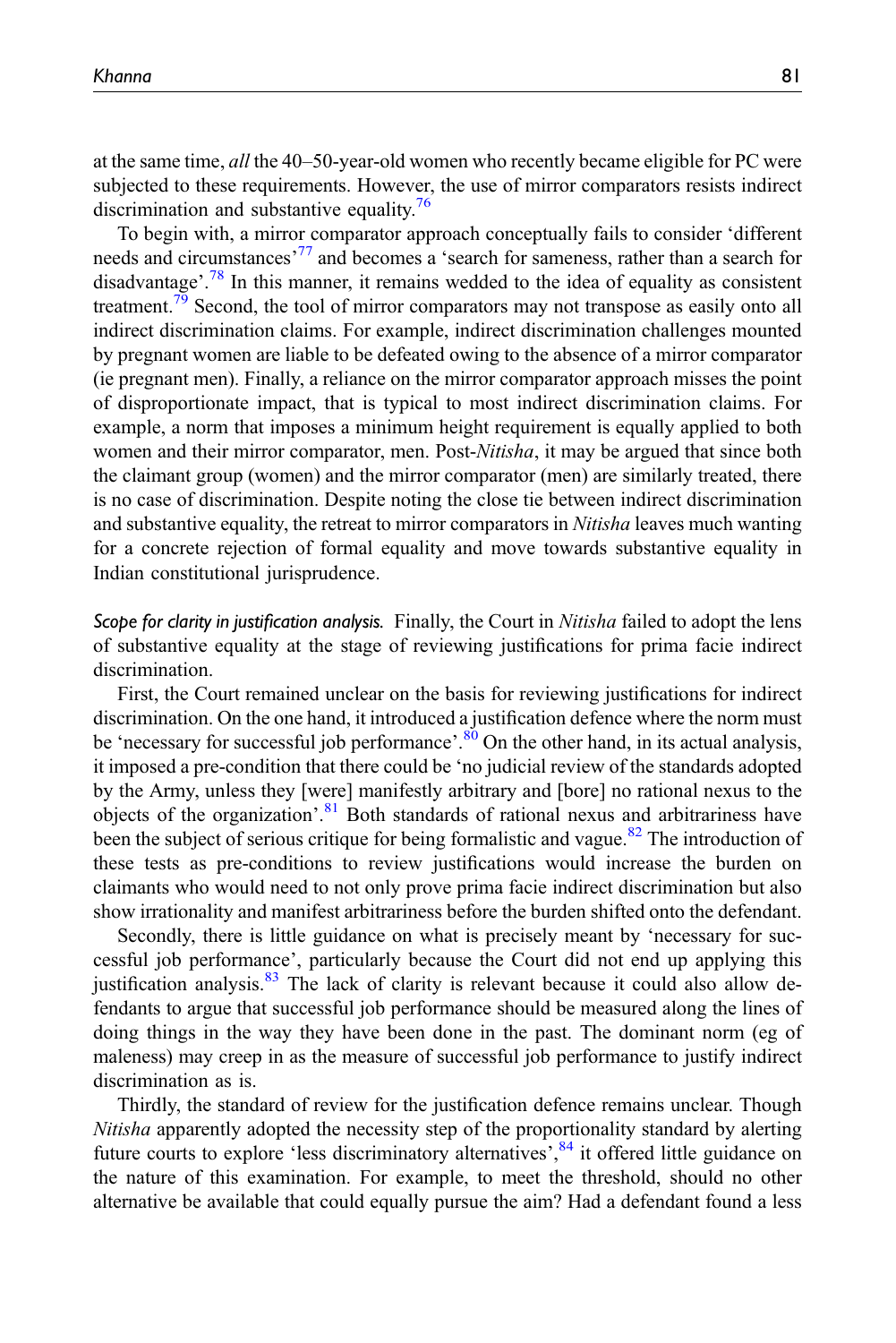at the same time, *all* the 40–50-year-old women who recently became eligible for PC were subjected to these requirements. However, the use of mirror comparators resists indirect discrimination and substantive equality.[76]

To begin with, a mirror comparator approach conceptually fails to consider 'different needs and circumstances'[77] and becomes a 'search for sameness, rather than a search for disadvantage'.[78] In this manner, it remains wedded to the idea of equality as consistent treatment.[79] Second, the tool of mirror comparators may not transpose as easily onto all indirect discrimination claims. For example, indirect discrimination challenges mounted by pregnant women are liable to be defeated owing to the absence of a mirror comparator (ie pregnant men). Finally, a reliance on the mirror comparator approach misses the point of disproportionate impact, that is typical to most indirect discrimination claims. For example, a norm that imposes a minimum height requirement is equally applied to both women and their mirror comparator, men. Post-*Nitisha*, it may be argued that since both the claimant group (women) and the mirror comparator (men) are similarly treated, there is no case of discrimination. Despite noting the close tie between indirect discrimination and substantive equality, the retreat to mirror comparators in *Nitisha* leaves much wanting for a concrete rejection of formal equality and move towards substantive equality in Indian constitutional jurisprudence.

*Scope for clarity in justification analysis.* Finally, the Court in *Nitisha* failed to adopt the lens of substantive equality at the stage of reviewing justifications for prima facie indirect discrimination.

First, the Court remained unclear on the basis for reviewing justifications for indirect discrimination. On the one hand, it introduced a justification defence where the norm must be 'necessary for successful job performance'.[80] On the other hand, in its actual analysis, it imposed a pre-condition that there could be 'no judicial review of the standards adopted by the Army, unless they [were] manifestly arbitrary and [bore] no rational nexus to the objects of the organization'.[81] Both standards of rational nexus and arbitrariness have been the subject of serious critique for being formalistic and vague.[82] The introduction of these tests as pre-conditions to review justifications would increase the burden on claimants who would need to not only prove prima facie indirect discrimination but also show irrationality and manifest arbitrariness before the burden shifted onto the defendant.

Secondly, there is little guidance on what is precisely meant by 'necessary for successful job performance', particularly because the Court did not end up applying this justification analysis.[83] The lack of clarity is relevant because it could also allow defendants to argue that successful job performance should be measured along the lines of doing things in the way they have been done in the past. The dominant norm (eg of maleness) may creep in as the measure of successful job performance to justify indirect discrimination as is.

Thirdly, the standard of review for the justification defence remains unclear. Though *Nitisha* apparently adopted the necessity step of the proportionality standard by alerting future courts to explore 'less discriminatory alternatives',[84] it offered little guidance on the nature of this examination. For example, to meet the threshold, should no other alternative be available that could equally pursue the aim? Had a defendant found a less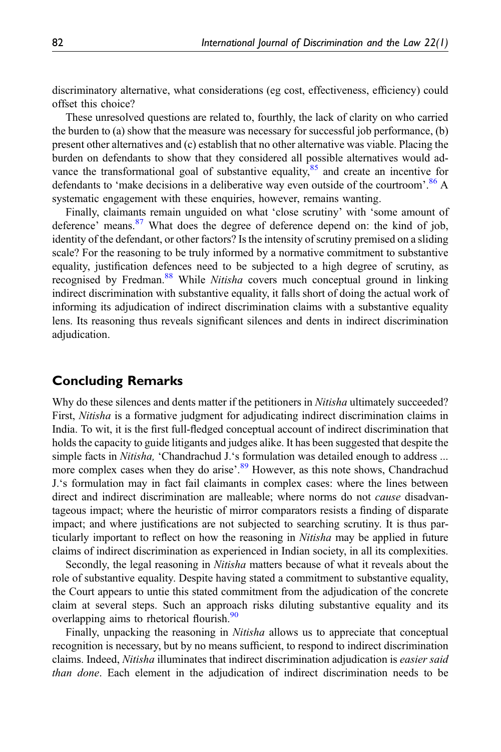discriminatory alternative, what considerations (eg cost, effectiveness, efficiency) could offset this choice?

These unresolved questions are related to, fourthly, the lack of clarity on who carried the burden to (a) show that the measure was necessary for successful job performance, (b) present other alternatives and (c) establish that no other alternative was viable. Placing the burden on defendants to show that they considered all possible alternatives would advance the transformational goal of substantive equality,[85] and create an incentive for defendants to 'make decisions in a deliberative way even outside of the courtroom'.[86] A systematic engagement with these enquiries, however, remains wanting.

Finally, claimants remain unguided on what 'close scrutiny' with 'some amount of deference' means.[87] What does the degree of deference depend on: the kind of job, identity of the defendant, or other factors? Is the intensity of scrutiny premised on a sliding scale? For the reasoning to be truly informed by a normative commitment to substantive equality, justification defences need to be subjected to a high degree of scrutiny, as recognised by Fredman.[88] While *Nitisha* covers much conceptual ground in linking indirect discrimination with substantive equality, it falls short of doing the actual work of informing its adjudication of indirect discrimination claims with a substantive equality lens. Its reasoning thus reveals significant silences and dents in indirect discrimination adjudication.

## Concluding Remarks

Why do these silences and dents matter if the petitioners in *Nitisha* ultimately succeeded? First, *Nitisha* is a formative judgment for adjudicating indirect discrimination claims in India. To wit, it is the first full-fledged conceptual account of indirect discrimination that holds the capacity to guide litigants and judges alike. It has been suggested that despite the simple facts in *Nitisha,* 'Chandrachud J.'s formulation was detailed enough to address ... more complex cases when they do arise'.[89] However, as this note shows, Chandrachud J.'s formulation may in fact fail claimants in complex cases: where the lines between direct and indirect discrimination are malleable; where norms do not *cause* disadvantageous impact; where the heuristic of mirror comparators resists a finding of disparate impact; and where justifications are not subjected to searching scrutiny. It is thus particularly important to reflect on how the reasoning in *Nitisha* may be applied in future claims of indirect discrimination as experienced in Indian society, in all its complexities.

Secondly, the legal reasoning in *Nitisha* matters because of what it reveals about the role of substantive equality. Despite having stated a commitment to substantive equality, the Court appears to untie this stated commitment from the adjudication of the concrete claim at several steps. Such an approach risks diluting substantive equality and its overlapping aims to rhetorical flourish.[90]

Finally, unpacking the reasoning in *Nitisha* allows us to appreciate that conceptual recognition is necessary, but by no means sufficient, to respond to indirect discrimination claims. Indeed, *Nitisha* illuminates that indirect discrimination adjudication is *easier said than done*. Each element in the adjudication of indirect discrimination needs to be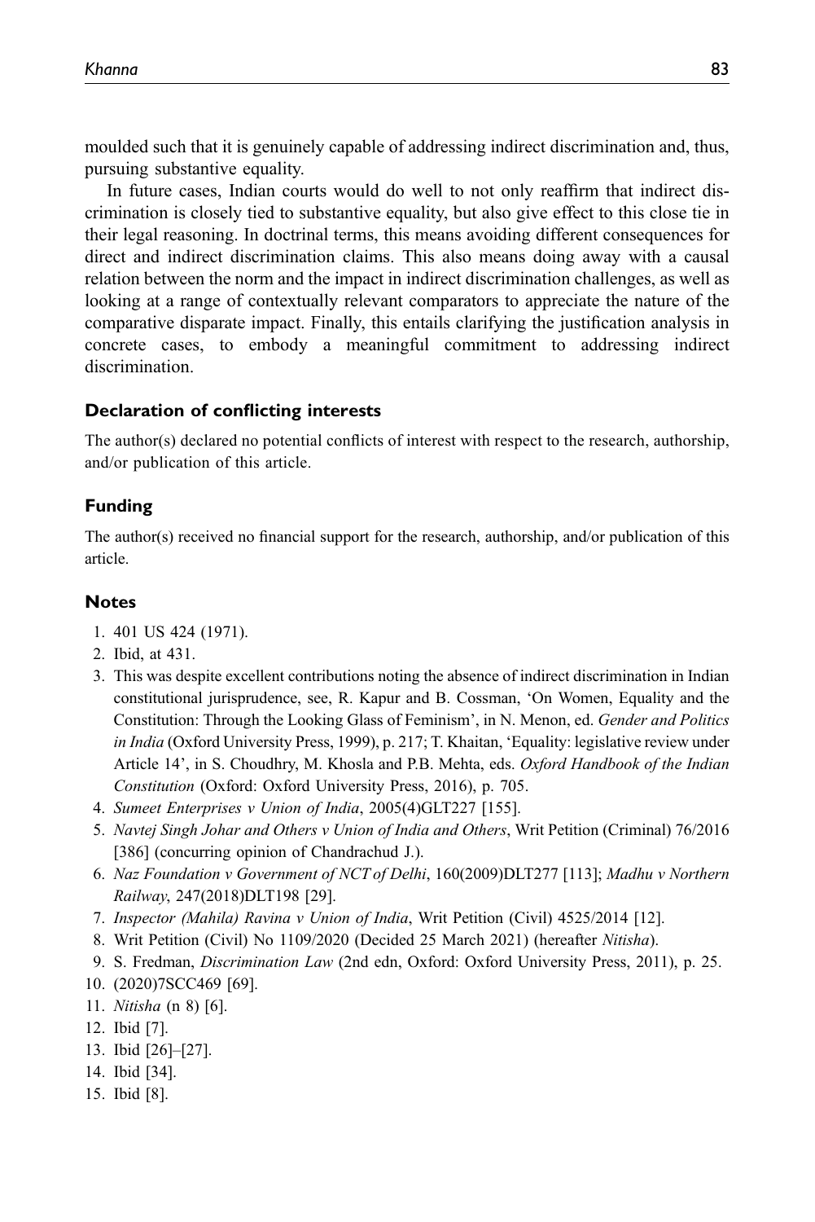moulded such that it is genuinely capable of addressing indirect discrimination and, thus, pursuing substantive equality.

In future cases, Indian courts would do well to not only reaffirm that indirect discrimination is closely tied to substantive equality, but also give effect to this close tie in their legal reasoning. In doctrinal terms, this means avoiding different consequences for direct and indirect discrimination claims. This also means doing away with a causal relation between the norm and the impact in indirect discrimination challenges, as well as looking at a range of contextually relevant comparators to appreciate the nature of the comparative disparate impact. Finally, this entails clarifying the justification analysis in concrete cases, to embody a meaningful commitment to addressing indirect discrimination.

### Declaration of conflicting interests

The author(s) declared no potential conflicts of interest with respect to the research, authorship, and/or publication of this article.

### Funding

The author(s) received no financial support for the research, authorship, and/or publication of this article.

### Notes

1. 401 US 424 (1971).
2. Ibid, at 431.
3. This was despite excellent contributions noting the absence of indirect discrimination in Indian constitutional jurisprudence, see, R. Kapur and B. Cossman, 'On Women, Equality and the Constitution: Through the Looking Glass of Feminism', in N. Menon, ed. *Gender and Politics in India* (Oxford University Press, 1999), p. 217; T. Khaitan, 'Equality: legislative review under Article 14', in S. Choudhry, M. Khosla and P.B. Mehta, eds. *Oxford Handbook of the Indian Constitution* (Oxford: Oxford University Press, 2016), p. 705.
4. *Sumeet Enterprises v Union of India*, 2005(4)GLT227 [155].
5. *Navtej Singh Johar and Others v Union of India and Others*, Writ Petition (Criminal) 76/2016 [386] (concurring opinion of Chandrachud J.).
6. *Naz Foundation v Government of NCT of Delhi*, 160(2009)DLT277 [113]; *Madhu v Northern Railway*, 247(2018)DLT198 [29].
7. *Inspector (Mahila) Ravina v Union of India*, Writ Petition (Civil) 4525/2014 [12].
8. Writ Petition (Civil) No 1109/2020 (Decided 25 March 2021) (hereafter *Nitisha*).
9. S. Fredman, *Discrimination Law* (2nd edn, Oxford: Oxford University Press, 2011), p. 25.
10. (2020)7SCC469 [69].
11. *Nitisha* (n 8) [6].
12. Ibid [7].
13. Ibid [26]–[27].
14. Ibid [34].
15. Ibid [8].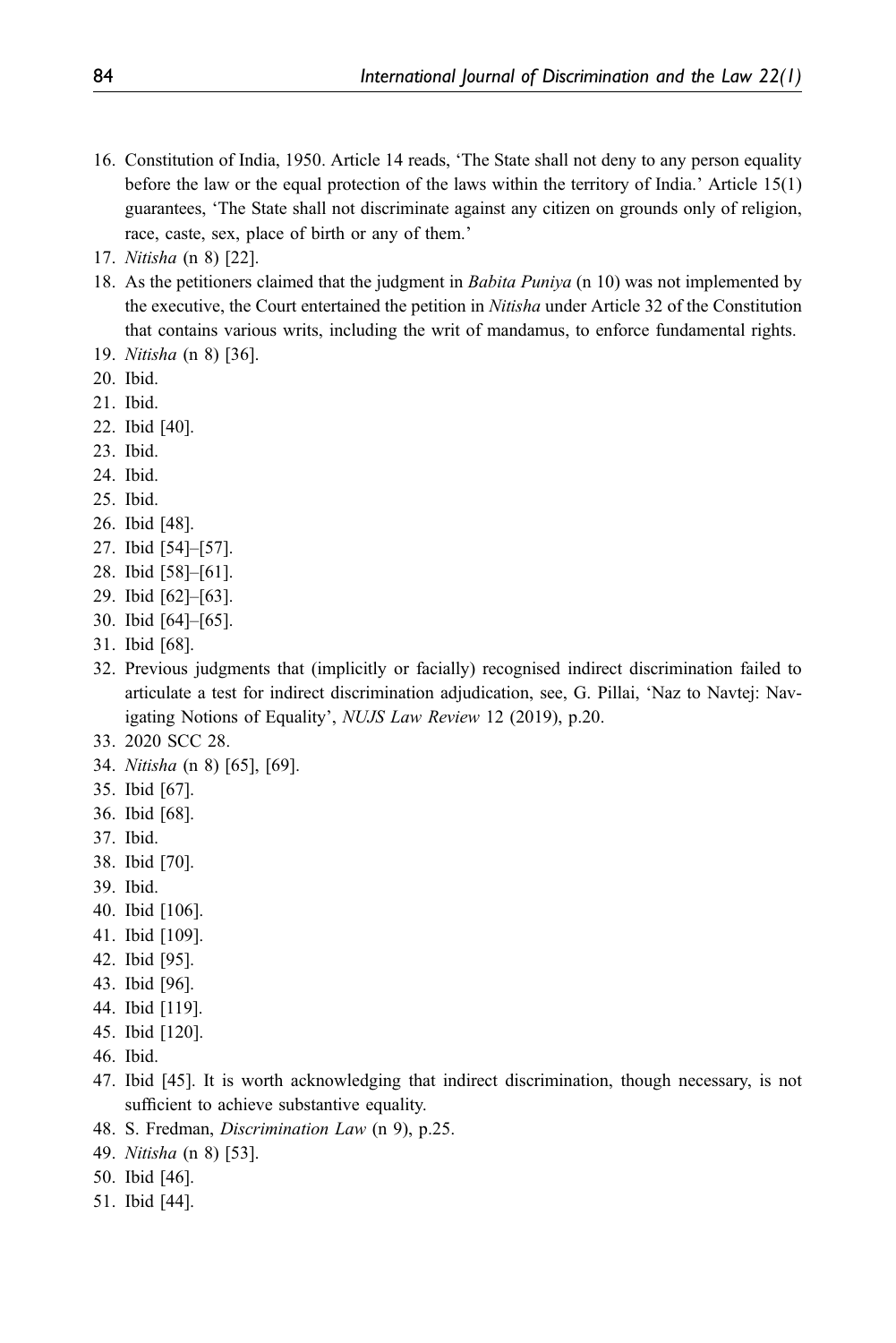16. Constitution of India, 1950. Article 14 reads, 'The State shall not deny to any person equality before the law or the equal protection of the laws within the territory of India.' Article 15(1) guarantees, 'The State shall not discriminate against any citizen on grounds only of religion, race, caste, sex, place of birth or any of them.'
17. *Nitisha* (n 8) [22].
18. As the petitioners claimed that the judgment in *Babita Puniya* (n 10) was not implemented by the executive, the Court entertained the petition in *Nitisha* under Article 32 of the Constitution that contains various writs, including the writ of mandamus, to enforce fundamental rights.
19. *Nitisha* (n 8) [36].
20. Ibid.
21. Ibid.
22. Ibid [40].
23. Ibid.
24. Ibid.
25. Ibid.
26. Ibid [48].
27. Ibid [54]–[57].
28. Ibid [58]–[61].
29. Ibid [62]–[63].
30. Ibid [64]–[65].
31. Ibid [68].
32. Previous judgments that (implicitly or facially) recognised indirect discrimination failed to articulate a test for indirect discrimination adjudication, see, G. Pillai, 'Naz to Navtej: Navigating Notions of Equality', *NUJS Law Review* 12 (2019), p.20.
33. 2020 SCC 28.
34. *Nitisha* (n 8) [65], [69].
35. Ibid [67].
36. Ibid [68].
37. Ibid.
38. Ibid [70].
39. Ibid.
40. Ibid [106].
41. Ibid [109].
42. Ibid [95].
43. Ibid [96].
44. Ibid [119].
45. Ibid [120].
46. Ibid.
47. Ibid [45]. It is worth acknowledging that indirect discrimination, though necessary, is not sufficient to achieve substantive equality.
48. S. Fredman, *Discrimination Law* (n 9), p.25.
49. *Nitisha* (n 8) [53].
50. Ibid [46].
51. Ibid [44].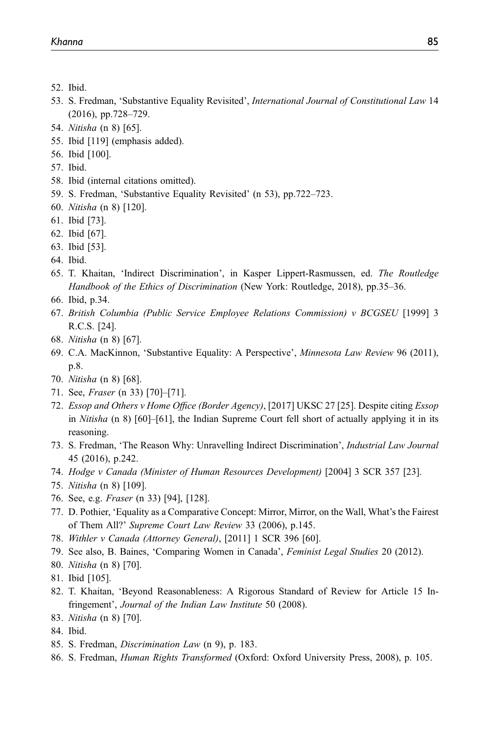52. Ibid.
53. S. Fredman, 'Substantive Equality Revisited', *International Journal of Constitutional Law* 14 (2016), pp.728–729.
54. *Nitisha* (n 8) [65].
55. Ibid [119] (emphasis added).
56. Ibid [100].
57. Ibid.
58. Ibid (internal citations omitted).
59. S. Fredman, 'Substantive Equality Revisited' (n 53), pp.722–723.
60. *Nitisha* (n 8) [120].
61. Ibid [73].
62. Ibid [67].
63. Ibid [53].
64. Ibid.
65. T. Khaitan, 'Indirect Discrimination', in Kasper Lippert-Rasmussen, ed. *The Routledge Handbook of the Ethics of Discrimination* (New York: Routledge, 2018), pp.35–36.
66. Ibid, p.34.
67. *British Columbia (Public Service Employee Relations Commission) v BCGSEU* [1999] 3 R.C.S. [24].
68. *Nitisha* (n 8) [67].
69. C.A. MacKinnon, 'Substantive Equality: A Perspective', *Minnesota Law Review* 96 (2011), p.8.
70. *Nitisha* (n 8) [68].
71. See, *Fraser* (n 33) [70]–[71].
72. *Essop and Others v Home Office (Border Agency)*, [2017] UKSC 27 [25]. Despite citing *Essop* in *Nitisha* (n 8) [60]–[61], the Indian Supreme Court fell short of actually applying it in its reasoning.
73. S. Fredman, 'The Reason Why: Unravelling Indirect Discrimination', *Industrial Law Journal* 45 (2016), p.242.
74. *Hodge v Canada (Minister of Human Resources Development)* [2004] 3 SCR 357 [23].
75. *Nitisha* (n 8) [109].
76. See, e.g. *Fraser* (n 33) [94], [128].
77. D. Pothier, 'Equality as a Comparative Concept: Mirror, Mirror, on the Wall, What's the Fairest of Them All?' *Supreme Court Law Review* 33 (2006), p.145.
78. *Withler v Canada (Attorney General)*, [2011] 1 SCR 396 [60].
79. See also, B. Baines, 'Comparing Women in Canada', *Feminist Legal Studies* 20 (2012).
80. *Nitisha* (n 8) [70].
81. Ibid [105].
82. T. Khaitan, 'Beyond Reasonableness: A Rigorous Standard of Review for Article 15 Infringement', *Journal of the Indian Law Institute* 50 (2008).
83. *Nitisha* (n 8) [70].
84. Ibid.
85. S. Fredman, *Discrimination Law* (n 9), p. 183.
86. S. Fredman, *Human Rights Transformed* (Oxford: Oxford University Press, 2008), p. 105.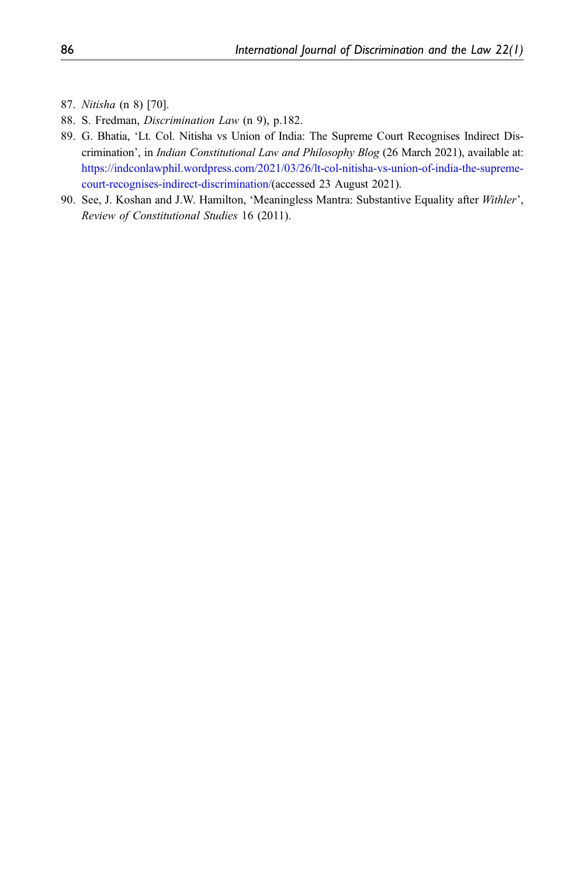87. *Nitisha* (n 8) [70].
88. S. Fredman, *Discrimination Law* (n 9), p.182.
89. G. Bhatia, 'Lt. Col. Nitisha vs Union of India: The Supreme Court Recognises Indirect Discrimination', in *Indian Constitutional Law and Philosophy Blog* (26 March 2021), available at: https://indconlawphil.wordpress.com/2021/03/26/lt-col-nitisha-vs-union-of-india-the-supreme-court-recognises-indirect-discrimination/(accessed 23 August 2021).
90. See, J. Koshan and J.W. Hamilton, 'Meaningless Mantra: Substantive Equality after *Withler*', *Review of Constitutional Studies* 16 (2011).